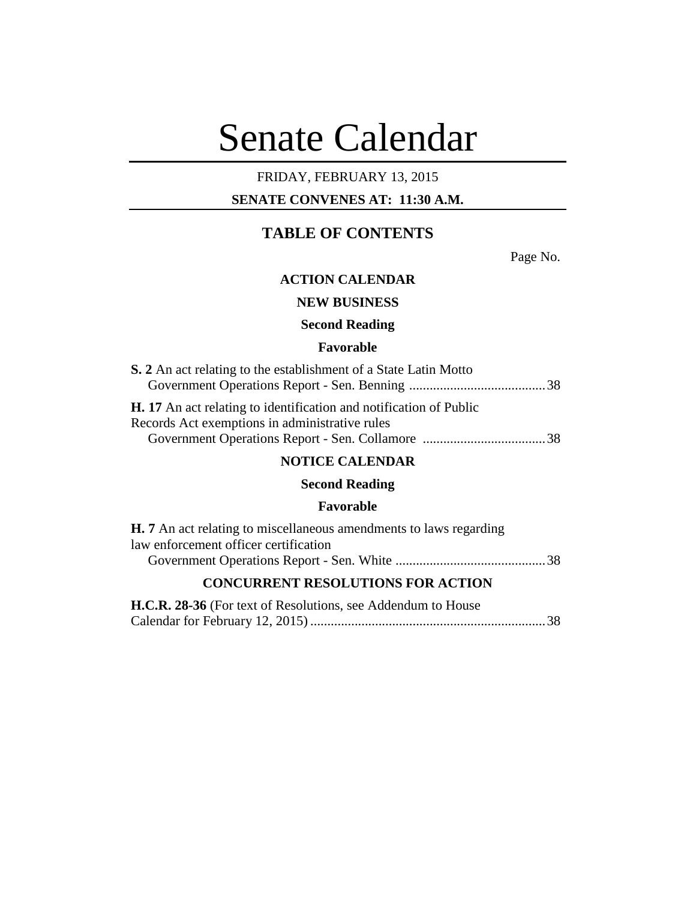# Senate Calendar

FRIDAY, FEBRUARY 13, 2015

**SENATE CONVENES AT: 11:30 A.M.**

## TABLE OF CONTENTS

Page No.

### ACTION CALENDAR

#### NEW BUSINESS

**Second Reading**

**Favorable**

**S. 2** An act relating to the establishment of a State Latin Motto
Government Operations Report - Sen. Benning ........................................ 38

**H. 17** An act relating to identification and notification of Public Records Act exemptions in administrative rules
Government Operations Report - Sen. Collamore .................................... 38

### NOTICE CALENDAR

**Second Reading**

**Favorable**

**H. 7** An act relating to miscellaneous amendments to laws regarding law enforcement officer certification
Government Operations Report - Sen. White ............................................ 38

### CONCURRENT RESOLUTIONS FOR ACTION

**H.C.R. 28-36** (For text of Resolutions, see Addendum to House Calendar for February 12, 2015) ..................................................................... 38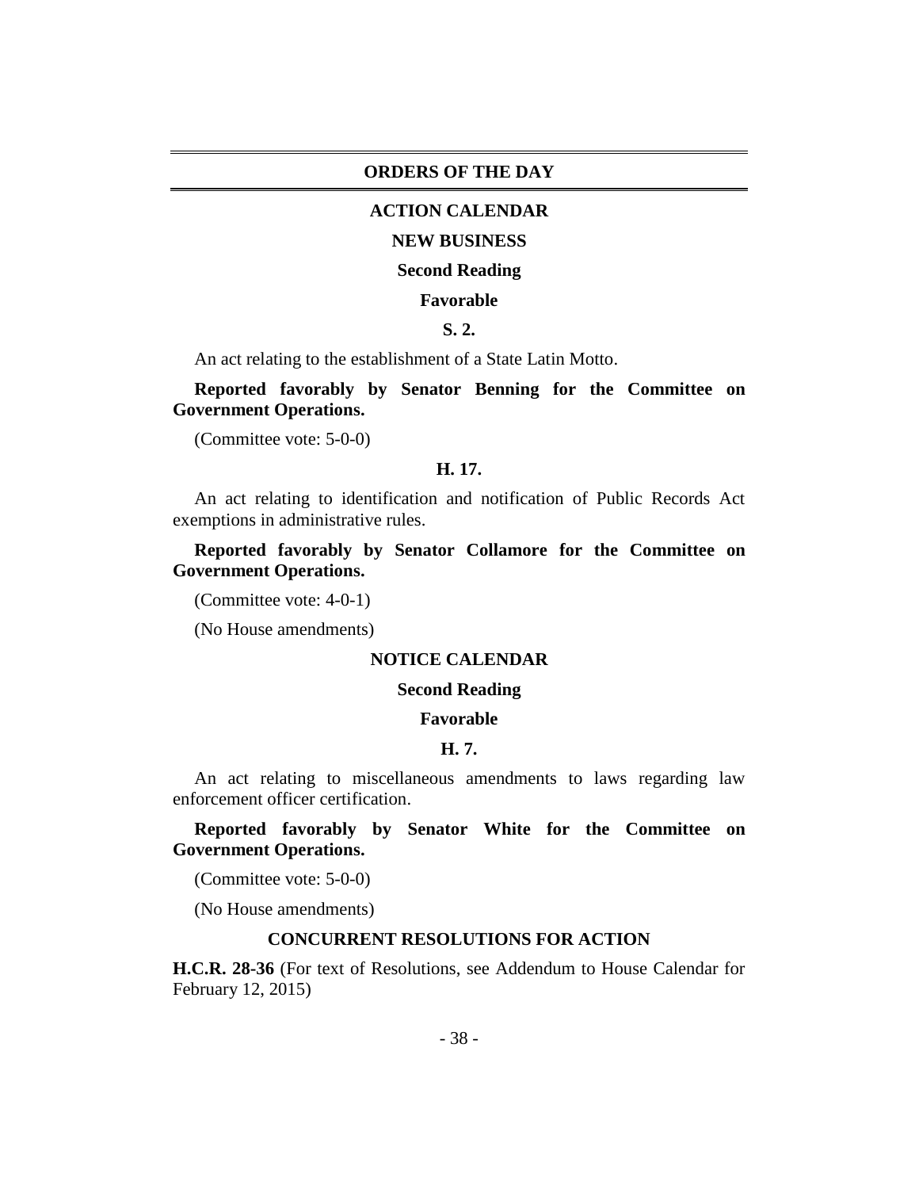## ORDERS OF THE DAY

### ACTION CALENDAR

### NEW BUSINESS

#### Second Reading

#### Favorable

**S. 2.**

An act relating to the establishment of a State Latin Motto.

**Reported favorably by Senator Benning for the Committee on Government Operations.**

(Committee vote: 5-0-0)

**H. 17.**

An act relating to identification and notification of Public Records Act exemptions in administrative rules.

**Reported favorably by Senator Collamore for the Committee on Government Operations.**

(Committee vote: 4-0-1)

(No House amendments)

### NOTICE CALENDAR

#### Second Reading

#### Favorable

**H. 7.**

An act relating to miscellaneous amendments to laws regarding law enforcement officer certification.

**Reported favorably by Senator White for the Committee on Government Operations.**

(Committee vote: 5-0-0)

(No House amendments)

### CONCURRENT RESOLUTIONS FOR ACTION

**H.C.R. 28-36** (For text of Resolutions, see Addendum to House Calendar for February 12, 2015)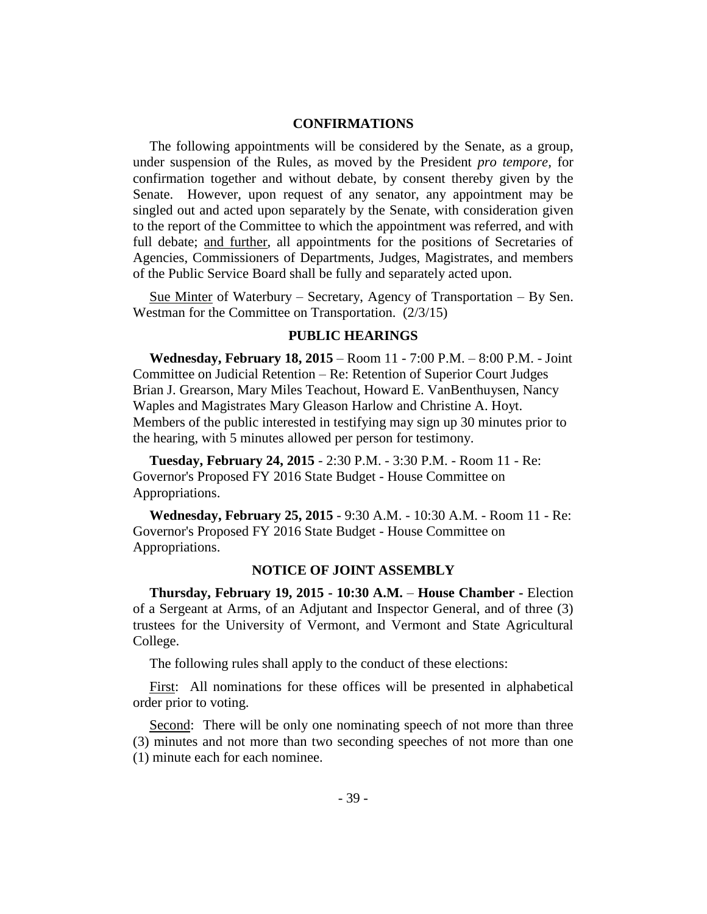## CONFIRMATIONS

The following appointments will be considered by the Senate, as a group, under suspension of the Rules, as moved by the President *pro tempore,* for confirmation together and without debate, by consent thereby given by the Senate. However, upon request of any senator, any appointment may be singled out and acted upon separately by the Senate, with consideration given to the report of the Committee to which the appointment was referred, and with full debate; and further, all appointments for the positions of Secretaries of Agencies, Commissioners of Departments, Judges, Magistrates, and members of the Public Service Board shall be fully and separately acted upon.

Sue Minter of Waterbury – Secretary, Agency of Transportation – By Sen. Westman for the Committee on Transportation. (2/3/15)

## PUBLIC HEARINGS

**Wednesday, February 18, 2015** – Room 11 - 7:00 P.M. – 8:00 P.M. - Joint Committee on Judicial Retention – Re: Retention of Superior Court Judges Brian J. Grearson, Mary Miles Teachout, Howard E. VanBenthuysen, Nancy Waples and Magistrates Mary Gleason Harlow and Christine A. Hoyt. Members of the public interested in testifying may sign up 30 minutes prior to the hearing, with 5 minutes allowed per person for testimony.

**Tuesday, February 24, 2015** - 2:30 P.M. - 3:30 P.M. - Room 11 - Re: Governor's Proposed FY 2016 State Budget - House Committee on Appropriations.

**Wednesday, February 25, 2015** - 9:30 A.M. - 10:30 A.M. - Room 11 - Re: Governor's Proposed FY 2016 State Budget - House Committee on Appropriations.

## NOTICE OF JOINT ASSEMBLY

**Thursday, February 19, 2015 - 10:30 A.M.** – **House Chamber** - Election of a Sergeant at Arms, of an Adjutant and Inspector General, and of three (3) trustees for the University of Vermont, and Vermont and State Agricultural College.

The following rules shall apply to the conduct of these elections:

First: All nominations for these offices will be presented in alphabetical order prior to voting.

Second: There will be only one nominating speech of not more than three (3) minutes and not more than two seconding speeches of not more than one (1) minute each for each nominee.